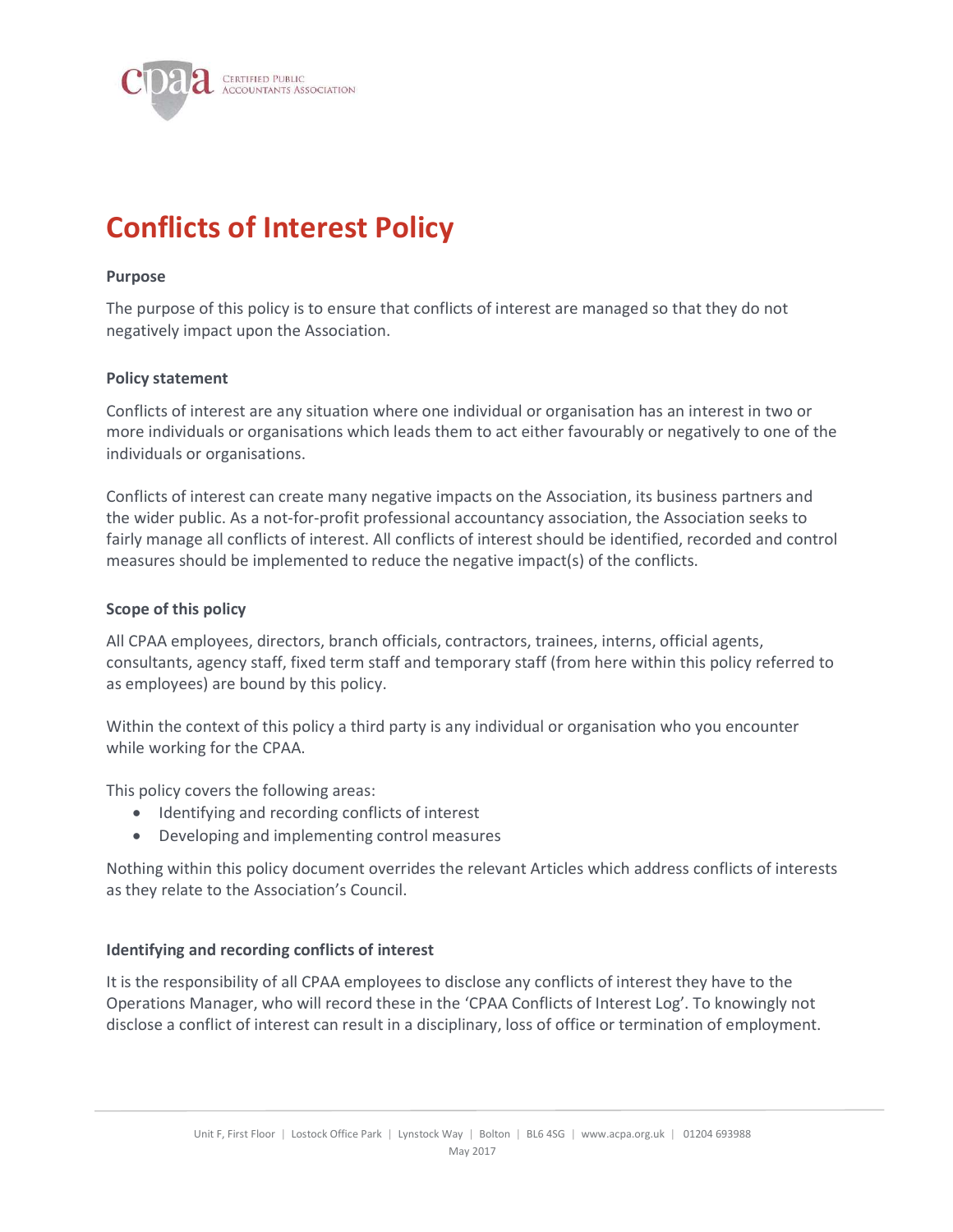# Conflicts of Interest Policy

**Purpose**

The purpose of this policy is to ensure that conflicts of interest are managed so that they do not negatively impact upon the Association.

**Policy statement**

Conflicts of interest are any situation where one individual or organisation has an interest in two or more individuals or organisations which leads them to act either favourably or negatively to one of the individuals or organisations.

Conflicts of interest can create many negative impacts on the Association, its business partners and the wider public. As a not-for-profit professional accountancy association, the Association seeks to fairly manage all conflicts of interest. All conflicts of interest should be identified, recorded and control measures should be implemented to reduce the negative impact(s) of the conflicts.

**Scope of this policy**

All CPAA employees, directors, branch officials, contractors, trainees, interns, official agents, consultants, agency staff, fixed term staff and temporary staff (from here within this policy referred to as employees) are bound by this policy.

Within the context of this policy a third party is any individual or organisation who you encounter while working for the CPAA.

This policy covers the following areas:

- Identifying and recording conflicts of interest
- Developing and implementing control measures

Nothing within this policy document overrides the relevant Articles which address conflicts of interests as they relate to the Association's Council.

**Identifying and recording conflicts of interest**

It is the responsibility of all CPAA employees to disclose any conflicts of interest they have to the Operations Manager, who will record these in the 'CPAA Conflicts of Interest Log'. To knowingly not disclose a conflict of interest can result in a disciplinary, loss of office or termination of employment.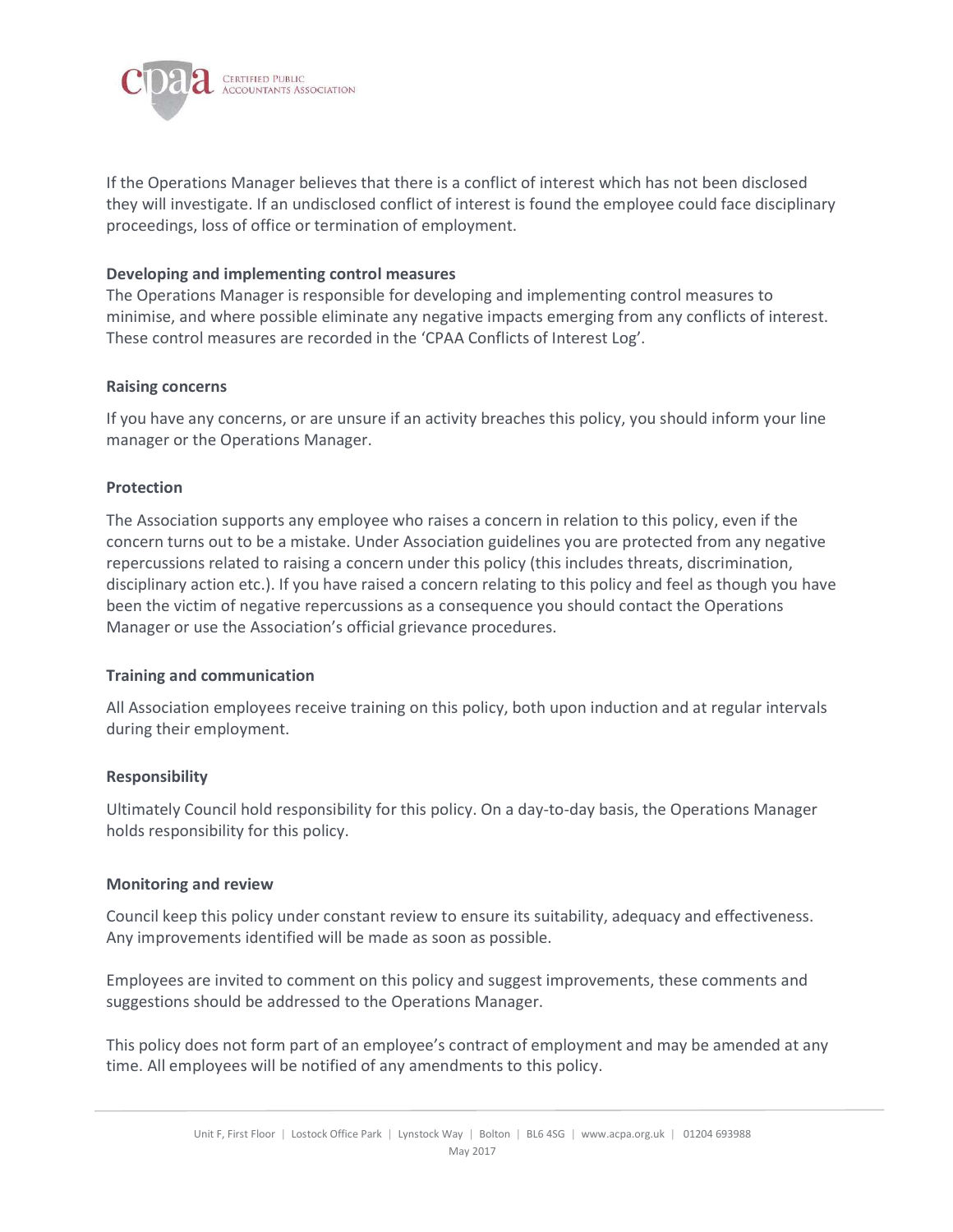If the Operations Manager believes that there is a conflict of interest which has not been disclosed they will investigate. If an undisclosed conflict of interest is found the employee could face disciplinary proceedings, loss of office or termination of employment.

**Developing and implementing control measures**

The Operations Manager is responsible for developing and implementing control measures to minimise, and where possible eliminate any negative impacts emerging from any conflicts of interest. These control measures are recorded in the 'CPAA Conflicts of Interest Log'.

**Raising concerns**

If you have any concerns, or are unsure if an activity breaches this policy, you should inform your line manager or the Operations Manager.

**Protection**

The Association supports any employee who raises a concern in relation to this policy, even if the concern turns out to be a mistake. Under Association guidelines you are protected from any negative repercussions related to raising a concern under this policy (this includes threats, discrimination, disciplinary action etc.). If you have raised a concern relating to this policy and feel as though you have been the victim of negative repercussions as a consequence you should contact the Operations Manager or use the Association's official grievance procedures.

**Training and communication**

All Association employees receive training on this policy, both upon induction and at regular intervals during their employment.

**Responsibility**

Ultimately Council hold responsibility for this policy. On a day-to-day basis, the Operations Manager holds responsibility for this policy.

**Monitoring and review**

Council keep this policy under constant review to ensure its suitability, adequacy and effectiveness. Any improvements identified will be made as soon as possible.

Employees are invited to comment on this policy and suggest improvements, these comments and suggestions should be addressed to the Operations Manager.

This policy does not form part of an employee's contract of employment and may be amended at any time. All employees will be notified of any amendments to this policy.